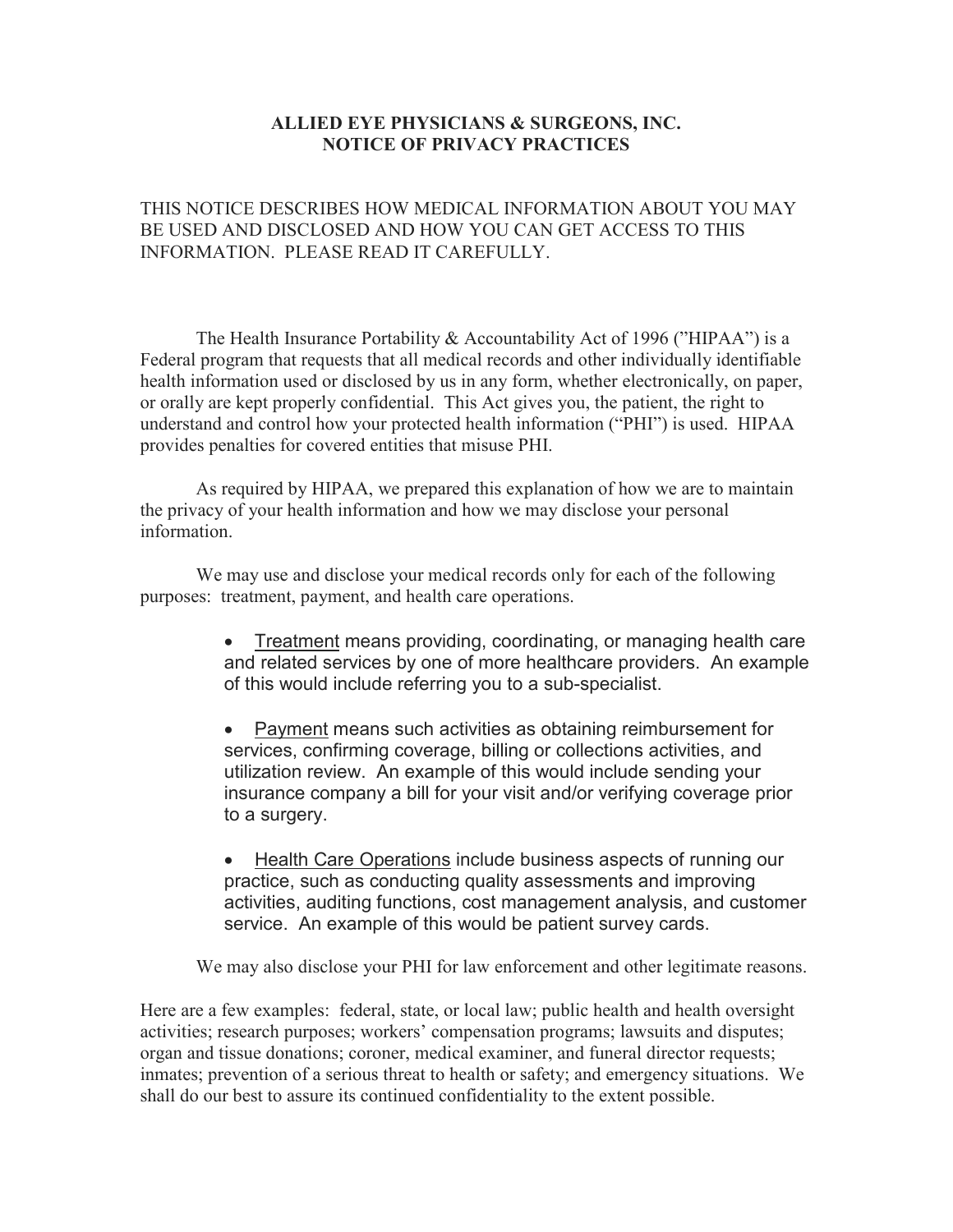# ALLIED EYE PHYSICIANS & SURGEONS, INC.
# NOTICE OF PRIVACY PRACTICES

THIS NOTICE DESCRIBES HOW MEDICAL INFORMATION ABOUT YOU MAY BE USED AND DISCLOSED AND HOW YOU CAN GET ACCESS TO THIS INFORMATION. PLEASE READ IT CAREFULLY.

The Health Insurance Portability & Accountability Act of 1996 ("HIPAA") is a Federal program that requests that all medical records and other individually identifiable health information used or disclosed by us in any form, whether electronically, on paper, or orally are kept properly confidential. This Act gives you, the patient, the right to understand and control how your protected health information ("PHI") is used. HIPAA provides penalties for covered entities that misuse PHI.

As required by HIPAA, we prepared this explanation of how we are to maintain the privacy of your health information and how we may disclose your personal information.

We may use and disclose your medical records only for each of the following purposes: treatment, payment, and health care operations.

- <u>Treatment</u> means providing, coordinating, or managing health care and related services by one of more healthcare providers. An example of this would include referring you to a sub-specialist.

- <u>Payment</u> means such activities as obtaining reimbursement for services, confirming coverage, billing or collections activities, and utilization review. An example of this would include sending your insurance company a bill for your visit and/or verifying coverage prior to a surgery.

- <u>Health Care Operations</u> include business aspects of running our practice, such as conducting quality assessments and improving activities, auditing functions, cost management analysis, and customer service. An example of this would be patient survey cards.

We may also disclose your PHI for law enforcement and other legitimate reasons.

Here are a few examples: federal, state, or local law; public health and health oversight activities; research purposes; workers' compensation programs; lawsuits and disputes; organ and tissue donations; coroner, medical examiner, and funeral director requests; inmates; prevention of a serious threat to health or safety; and emergency situations. We shall do our best to assure its continued confidentiality to the extent possible.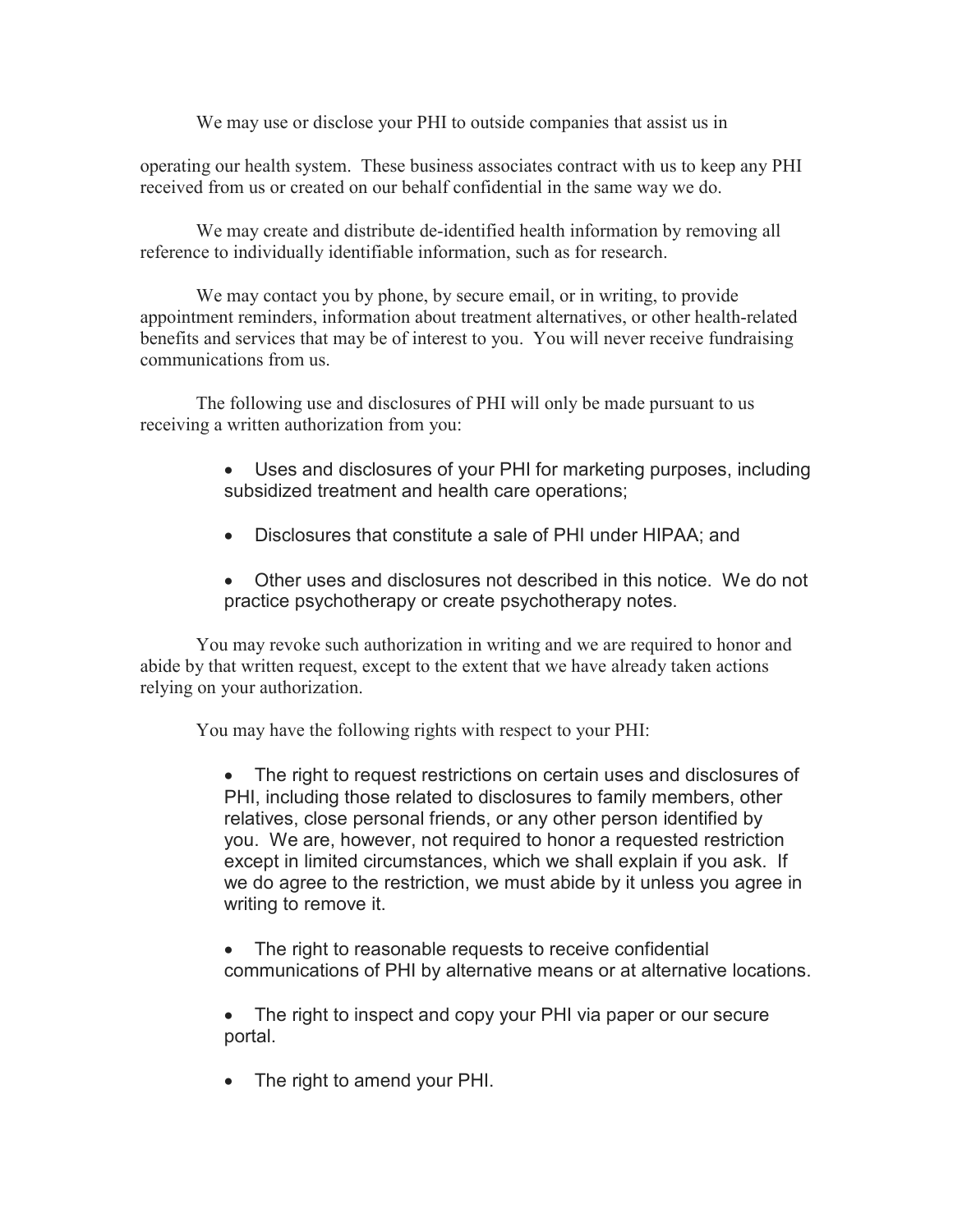We may use or disclose your PHI to outside companies that assist us in operating our health system. These business associates contract with us to keep any PHI received from us or created on our behalf confidential in the same way we do.

We may create and distribute de-identified health information by removing all reference to individually identifiable information, such as for research.

We may contact you by phone, by secure email, or in writing, to provide appointment reminders, information about treatment alternatives, or other health-related benefits and services that may be of interest to you. You will never receive fundraising communications from us.

The following use and disclosures of PHI will only be made pursuant to us receiving a written authorization from you:

- Uses and disclosures of your PHI for marketing purposes, including subsidized treatment and health care operations;
- Disclosures that constitute a sale of PHI under HIPAA; and
- Other uses and disclosures not described in this notice. We do not practice psychotherapy or create psychotherapy notes.

You may revoke such authorization in writing and we are required to honor and abide by that written request, except to the extent that we have already taken actions relying on your authorization.

You may have the following rights with respect to your PHI:

- The right to request restrictions on certain uses and disclosures of PHI, including those related to disclosures to family members, other relatives, close personal friends, or any other person identified by you. We are, however, not required to honor a requested restriction except in limited circumstances, which we shall explain if you ask. If we do agree to the restriction, we must abide by it unless you agree in writing to remove it.
- The right to reasonable requests to receive confidential communications of PHI by alternative means or at alternative locations.
- The right to inspect and copy your PHI via paper or our secure portal.
- The right to amend your PHI.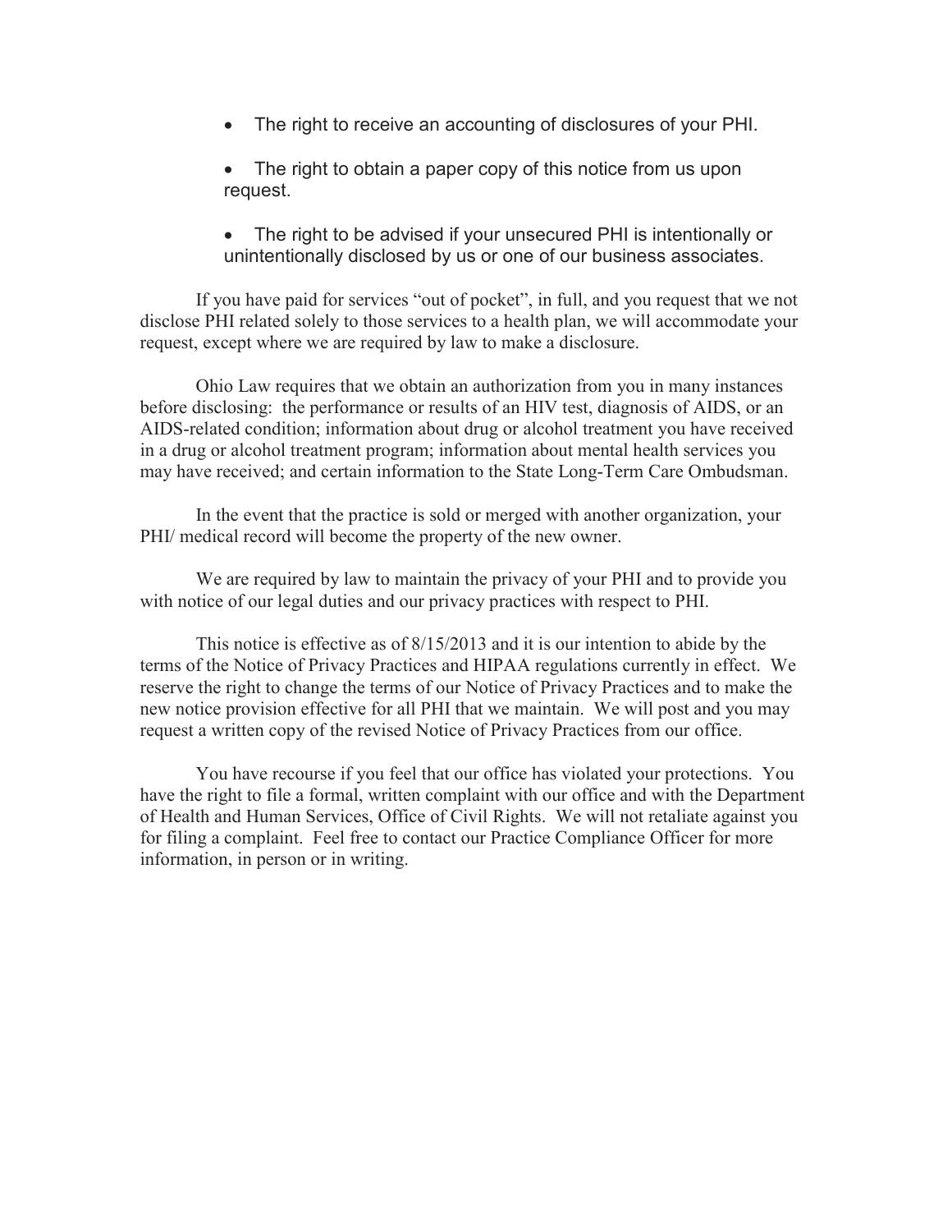- The right to receive an accounting of disclosures of your PHI.
- The right to obtain a paper copy of this notice from us upon request.
- The right to be advised if your unsecured PHI is intentionally or unintentionally disclosed by us or one of our business associates.

If you have paid for services "out of pocket", in full, and you request that we not disclose PHI related solely to those services to a health plan, we will accommodate your request, except where we are required by law to make a disclosure.

Ohio Law requires that we obtain an authorization from you in many instances before disclosing: the performance or results of an HIV test, diagnosis of AIDS, or an AIDS-related condition; information about drug or alcohol treatment you have received in a drug or alcohol treatment program; information about mental health services you may have received; and certain information to the State Long-Term Care Ombudsman.

In the event that the practice is sold or merged with another organization, your PHI/ medical record will become the property of the new owner.

We are required by law to maintain the privacy of your PHI and to provide you with notice of our legal duties and our privacy practices with respect to PHI.

This notice is effective as of 8/15/2013 and it is our intention to abide by the terms of the Notice of Privacy Practices and HIPAA regulations currently in effect. We reserve the right to change the terms of our Notice of Privacy Practices and to make the new notice provision effective for all PHI that we maintain. We will post and you may request a written copy of the revised Notice of Privacy Practices from our office.

You have recourse if you feel that our office has violated your protections. You have the right to file a formal, written complaint with our office and with the Department of Health and Human Services, Office of Civil Rights. We will not retaliate against you for filing a complaint. Feel free to contact our Practice Compliance Officer for more information, in person or in writing.